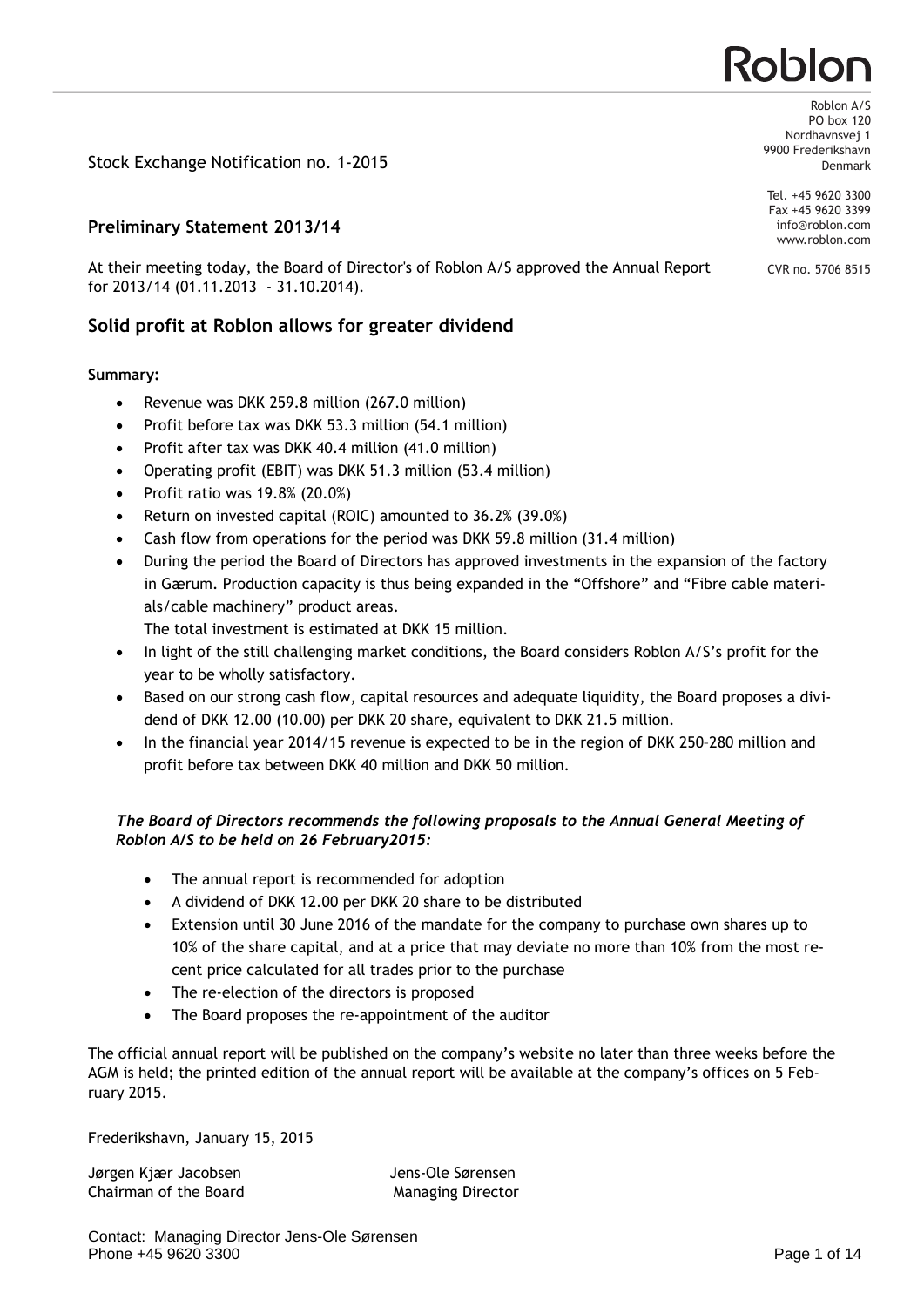Roblon

Roblon A/S
PO box 120
Nordhavnsvej 1
9900 Frederikshavn
Denmark

Tel. +45 9620 3300
Fax +45 9620 3399
info@roblon.com
www.roblon.com

CVR no. 5706 8515

Stock Exchange Notification no. 1-2015

**Preliminary Statement 2013/14**

At their meeting today, the Board of Director's of Roblon A/S approved the Annual Report for 2013/14 (01.11.2013 - 31.10.2014).

## Solid profit at Roblon allows for greater dividend

**Summary:**

- Revenue was DKK 259.8 million (267.0 million)
- Profit before tax was DKK 53.3 million (54.1 million)
- Profit after tax was DKK 40.4 million (41.0 million)
- Operating profit (EBIT) was DKK 51.3 million (53.4 million)
- Profit ratio was 19.8% (20.0%)
- Return on invested capital (ROIC) amounted to 36.2% (39.0%)
- Cash flow from operations for the period was DKK 59.8 million (31.4 million)
- During the period the Board of Directors has approved investments in the expansion of the factory in Gærum. Production capacity is thus being expanded in the "Offshore" and "Fibre cable materials/cable machinery" product areas.
  The total investment is estimated at DKK 15 million.
- In light of the still challenging market conditions, the Board considers Roblon A/S's profit for the year to be wholly satisfactory.
- Based on our strong cash flow, capital resources and adequate liquidity, the Board proposes a dividend of DKK 12.00 (10.00) per DKK 20 share, equivalent to DKK 21.5 million.
- In the financial year 2014/15 revenue is expected to be in the region of DKK 250–280 million and profit before tax between DKK 40 million and DKK 50 million.

***The Board of Directors recommends the following proposals to the Annual General Meeting of Roblon A/S to be held on 26 February2015:***

- The annual report is recommended for adoption
- A dividend of DKK 12.00 per DKK 20 share to be distributed
- Extension until 30 June 2016 of the mandate for the company to purchase own shares up to 10% of the share capital, and at a price that may deviate no more than 10% from the most recent price calculated for all trades prior to the purchase
- The re-election of the directors is proposed
- The Board proposes the re-appointment of the auditor

The official annual report will be published on the company's website no later than three weeks before the AGM is held; the printed edition of the annual report will be available at the company's offices on 5 February 2015.

Frederikshavn, January 15, 2015

| Jørgen Kjær Jacobsen | Jens-Ole Sørensen |
|---|---|
| Chairman of the Board | Managing Director |

Contact: Managing Director Jens-Ole Sørensen
Phone +45 9620 3300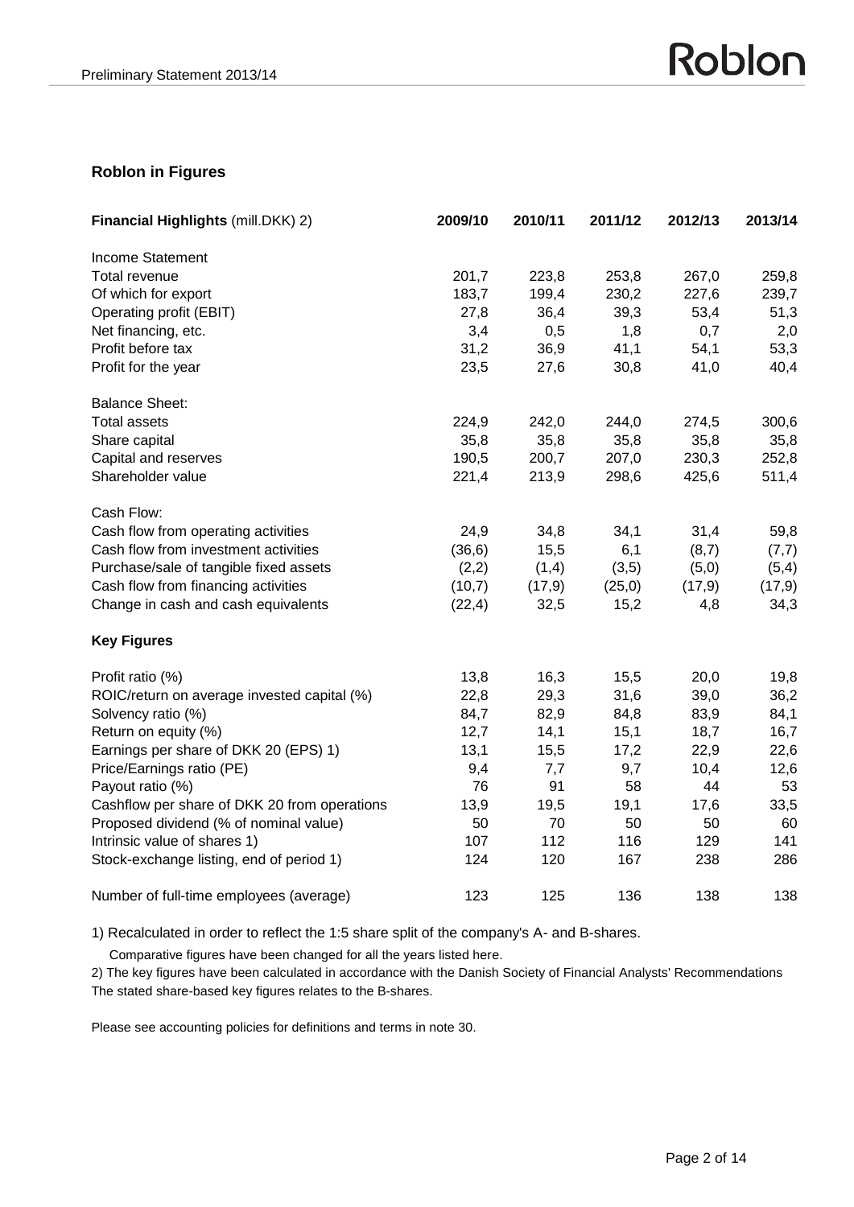## Roblon in Figures

| Financial Highlights (mill.DKK) 2) | 2009/10 | 2010/11 | 2011/12 | 2012/13 | 2013/14 |
|---|---|---|---|---|---|
| Income Statement | | | | | |
| Total revenue | 201,7 | 223,8 | 253,8 | 267,0 | 259,8 |
| Of which for export | 183,7 | 199,4 | 230,2 | 227,6 | 239,7 |
| Operating profit (EBIT) | 27,8 | 36,4 | 39,3 | 53,4 | 51,3 |
| Net financing, etc. | 3,4 | 0,5 | 1,8 | 0,7 | 2,0 |
| Profit before tax | 31,2 | 36,9 | 41,1 | 54,1 | 53,3 |
| Profit for the year | 23,5 | 27,6 | 30,8 | 41,0 | 40,4 |
| Balance Sheet: | | | | | |
| Total assets | 224,9 | 242,0 | 244,0 | 274,5 | 300,6 |
| Share capital | 35,8 | 35,8 | 35,8 | 35,8 | 35,8 |
| Capital and reserves | 190,5 | 200,7 | 207,0 | 230,3 | 252,8 |
| Shareholder value | 221,4 | 213,9 | 298,6 | 425,6 | 511,4 |
| Cash Flow: | | | | | |
| Cash flow from operating activities | 24,9 | 34,8 | 34,1 | 31,4 | 59,8 |
| Cash flow from investment activities | (36,6) | 15,5 | 6,1 | (8,7) | (7,7) |
| Purchase/sale of tangible fixed assets | (2,2) | (1,4) | (3,5) | (5,0) | (5,4) |
| Cash flow from financing activities | (10,7) | (17,9) | (25,0) | (17,9) | (17,9) |
| Change in cash and cash equivalents | (22,4) | 32,5 | 15,2 | 4,8 | 34,3 |
| **Key Figures** | | | | | |
| Profit ratio (%) | 13,8 | 16,3 | 15,5 | 20,0 | 19,8 |
| ROIC/return on average invested capital (%) | 22,8 | 29,3 | 31,6 | 39,0 | 36,2 |
| Solvency ratio (%) | 84,7 | 82,9 | 84,8 | 83,9 | 84,1 |
| Return on equity (%) | 12,7 | 14,1 | 15,1 | 18,7 | 16,7 |
| Earnings per share of DKK 20 (EPS) 1) | 13,1 | 15,5 | 17,2 | 22,9 | 22,6 |
| Price/Earnings ratio (PE) | 9,4 | 7,7 | 9,7 | 10,4 | 12,6 |
| Payout ratio (%) | 76 | 91 | 58 | 44 | 53 |
| Cashflow per share of DKK 20 from operations | 13,9 | 19,5 | 19,1 | 17,6 | 33,5 |
| Proposed dividend (% of nominal value) | 50 | 70 | 50 | 50 | 60 |
| Intrinsic value of shares 1) | 107 | 112 | 116 | 129 | 141 |
| Stock-exchange listing, end of period 1) | 124 | 120 | 167 | 238 | 286 |
| Number of full-time employees (average) | 123 | 125 | 136 | 138 | 138 |

1) Recalculated in order to reflect the 1:5 share split of the company's A- and B-shares.
Comparative figures have been changed for all the years listed here.

2) The key figures have been calculated in accordance with the Danish Society of Financial Analysts' Recommendations
The stated share-based key figures relates to the B-shares.

Please see accounting policies for definitions and terms in note 30.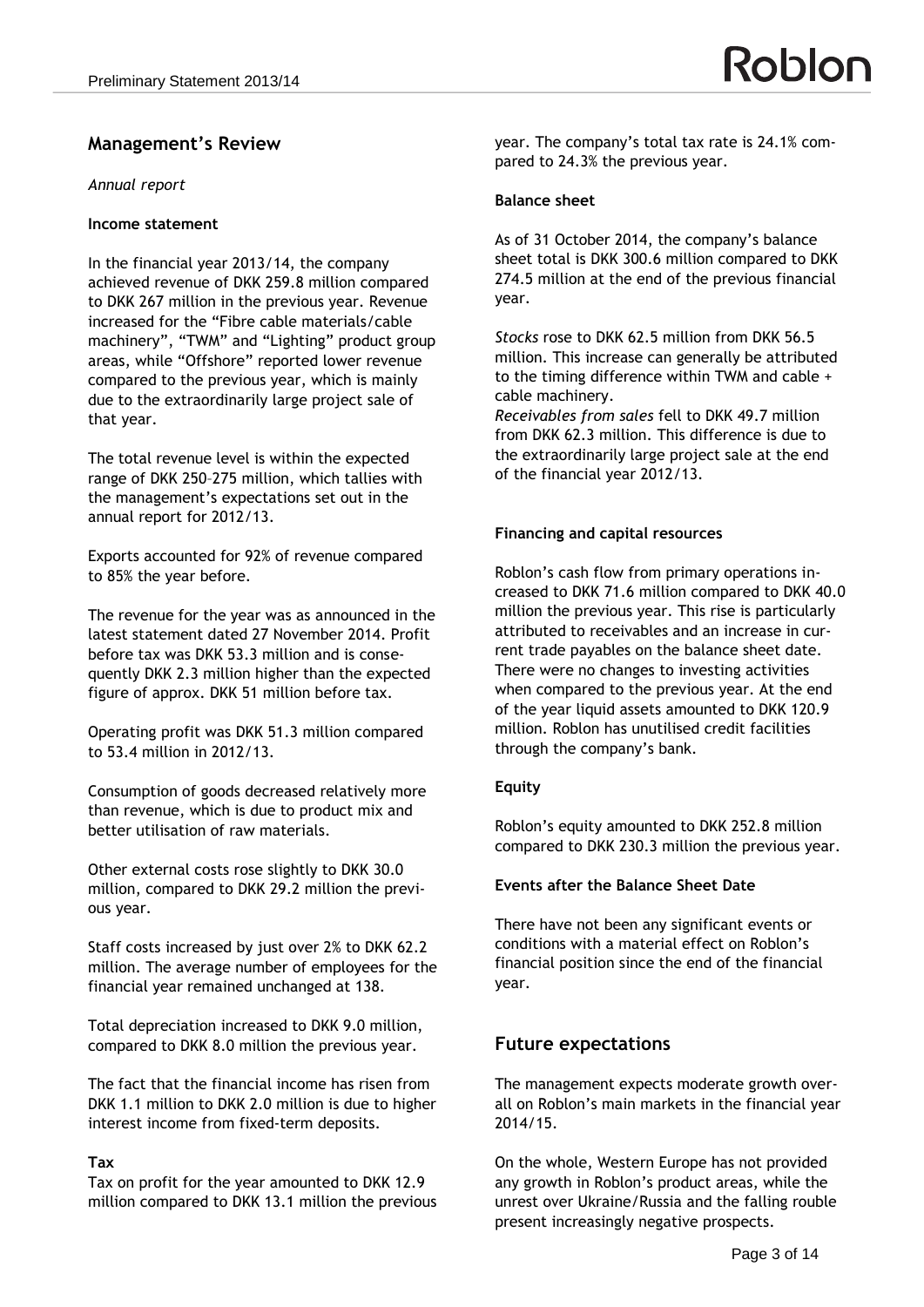## Management's Review

*Annual report*

**Income statement**

In the financial year 2013/14, the company achieved revenue of DKK 259.8 million compared to DKK 267 million in the previous year. Revenue increased for the "Fibre cable materials/cable machinery", "TWM" and "Lighting" product group areas, while "Offshore" reported lower revenue compared to the previous year, which is mainly due to the extraordinarily large project sale of that year.

The total revenue level is within the expected range of DKK 250–275 million, which tallies with the management's expectations set out in the annual report for 2012/13.

Exports accounted for 92% of revenue compared to 85% the year before.

The revenue for the year was as announced in the latest statement dated 27 November 2014. Profit before tax was DKK 53.3 million and is consequently DKK 2.3 million higher than the expected figure of approx. DKK 51 million before tax.

Operating profit was DKK 51.3 million compared to 53.4 million in 2012/13.

Consumption of goods decreased relatively more than revenue, which is due to product mix and better utilisation of raw materials.

Other external costs rose slightly to DKK 30.0 million, compared to DKK 29.2 million the previous year.

Staff costs increased by just over 2% to DKK 62.2 million. The average number of employees for the financial year remained unchanged at 138.

Total depreciation increased to DKK 9.0 million, compared to DKK 8.0 million the previous year.

The fact that the financial income has risen from DKK 1.1 million to DKK 2.0 million is due to higher interest income from fixed-term deposits.

**Tax**

Tax on profit for the year amounted to DKK 12.9 million compared to DKK 13.1 million the previous year. The company's total tax rate is 24.1% compared to 24.3% the previous year.

**Balance sheet**

As of 31 October 2014, the company's balance sheet total is DKK 300.6 million compared to DKK 274.5 million at the end of the previous financial year.

*Stocks* rose to DKK 62.5 million from DKK 56.5 million. This increase can generally be attributed to the timing difference within TWM and cable + cable machinery.
*Receivables from sales* fell to DKK 49.7 million from DKK 62.3 million. This difference is due to the extraordinarily large project sale at the end of the financial year 2012/13.

**Financing and capital resources**

Roblon's cash flow from primary operations increased to DKK 71.6 million compared to DKK 40.0 million the previous year. This rise is particularly attributed to receivables and an increase in current trade payables on the balance sheet date. There were no changes to investing activities when compared to the previous year. At the end of the year liquid assets amounted to DKK 120.9 million. Roblon has unutilised credit facilities through the company's bank.

**Equity**

Roblon's equity amounted to DKK 252.8 million compared to DKK 230.3 million the previous year.

**Events after the Balance Sheet Date**

There have not been any significant events or conditions with a material effect on Roblon's financial position since the end of the financial year.

## Future expectations

The management expects moderate growth overall on Roblon's main markets in the financial year 2014/15.

On the whole, Western Europe has not provided any growth in Roblon's product areas, while the unrest over Ukraine/Russia and the falling rouble present increasingly negative prospects.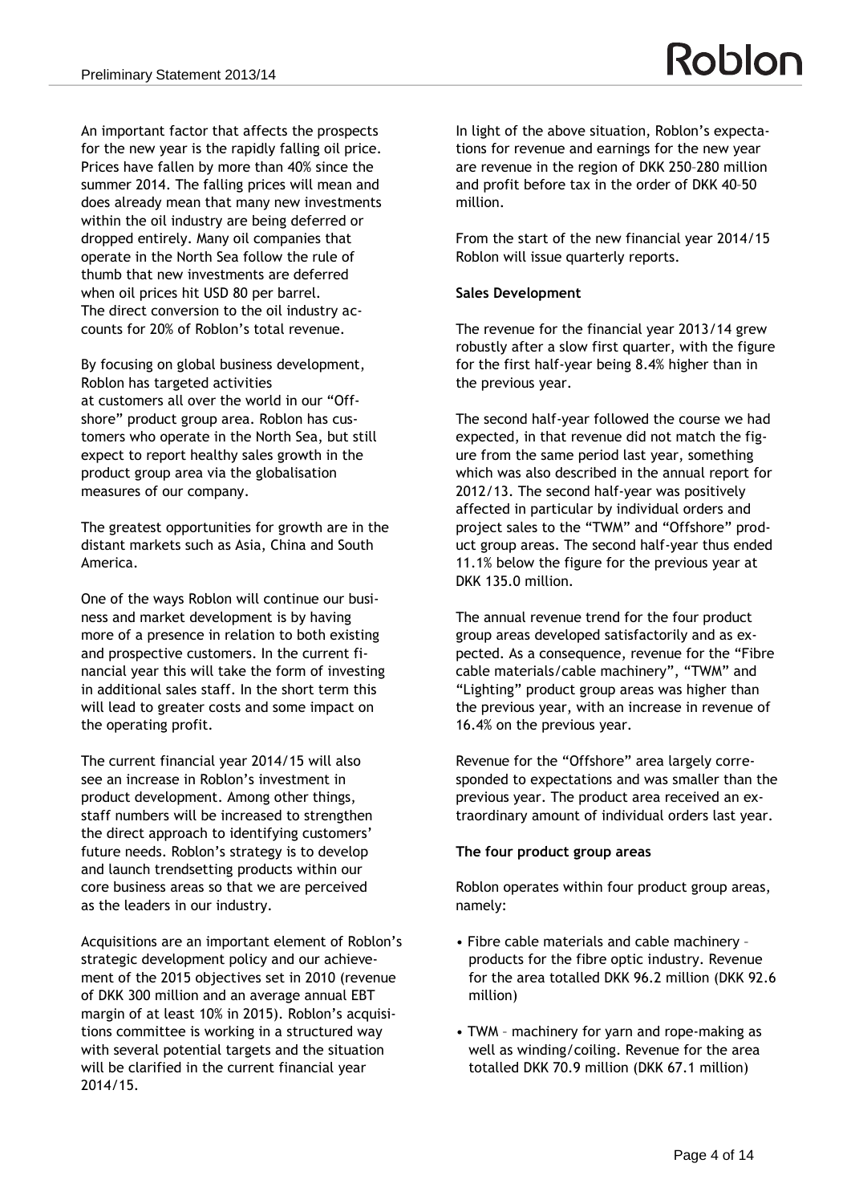An important factor that affects the prospects for the new year is the rapidly falling oil price. Prices have fallen by more than 40% since the summer 2014. The falling prices will mean and does already mean that many new investments within the oil industry are being deferred or dropped entirely. Many oil companies that operate in the North Sea follow the rule of thumb that new investments are deferred when oil prices hit USD 80 per barrel. The direct conversion to the oil industry accounts for 20% of Roblon's total revenue.

By focusing on global business development, Roblon has targeted activities at customers all over the world in our "Offshore" product group area. Roblon has customers who operate in the North Sea, but still expect to report healthy sales growth in the product group area via the globalisation measures of our company.

The greatest opportunities for growth are in the distant markets such as Asia, China and South America.

One of the ways Roblon will continue our business and market development is by having more of a presence in relation to both existing and prospective customers. In the current financial year this will take the form of investing in additional sales staff. In the short term this will lead to greater costs and some impact on the operating profit.

The current financial year 2014/15 will also see an increase in Roblon's investment in product development. Among other things, staff numbers will be increased to strengthen the direct approach to identifying customers' future needs. Roblon's strategy is to develop and launch trendsetting products within our core business areas so that we are perceived as the leaders in our industry.

Acquisitions are an important element of Roblon's strategic development policy and our achievement of the 2015 objectives set in 2010 (revenue of DKK 300 million and an average annual EBT margin of at least 10% in 2015). Roblon's acquisitions committee is working in a structured way with several potential targets and the situation will be clarified in the current financial year 2014/15.

In light of the above situation, Roblon's expectations for revenue and earnings for the new year are revenue in the region of DKK 250–280 million and profit before tax in the order of DKK 40–50 million.

From the start of the new financial year 2014/15 Roblon will issue quarterly reports.

**Sales Development**

The revenue for the financial year 2013/14 grew robustly after a slow first quarter, with the figure for the first half-year being 8.4% higher than in the previous year.

The second half-year followed the course we had expected, in that revenue did not match the figure from the same period last year, something which was also described in the annual report for 2012/13. The second half-year was positively affected in particular by individual orders and project sales to the "TWM" and "Offshore" product group areas. The second half-year thus ended 11.1% below the figure for the previous year at DKK 135.0 million.

The annual revenue trend for the four product group areas developed satisfactorily and as expected. As a consequence, revenue for the "Fibre cable materials/cable machinery", "TWM" and "Lighting" product group areas was higher than the previous year, with an increase in revenue of 16.4% on the previous year.

Revenue for the "Offshore" area largely corresponded to expectations and was smaller than the previous year. The product area received an extraordinary amount of individual orders last year.

**The four product group areas**

Roblon operates within four product group areas, namely:

- Fibre cable materials and cable machinery – products for the fibre optic industry. Revenue for the area totalled DKK 96.2 million (DKK 92.6 million)
- TWM – machinery for yarn and rope-making as well as winding/coiling. Revenue for the area totalled DKK 70.9 million (DKK 67.1 million)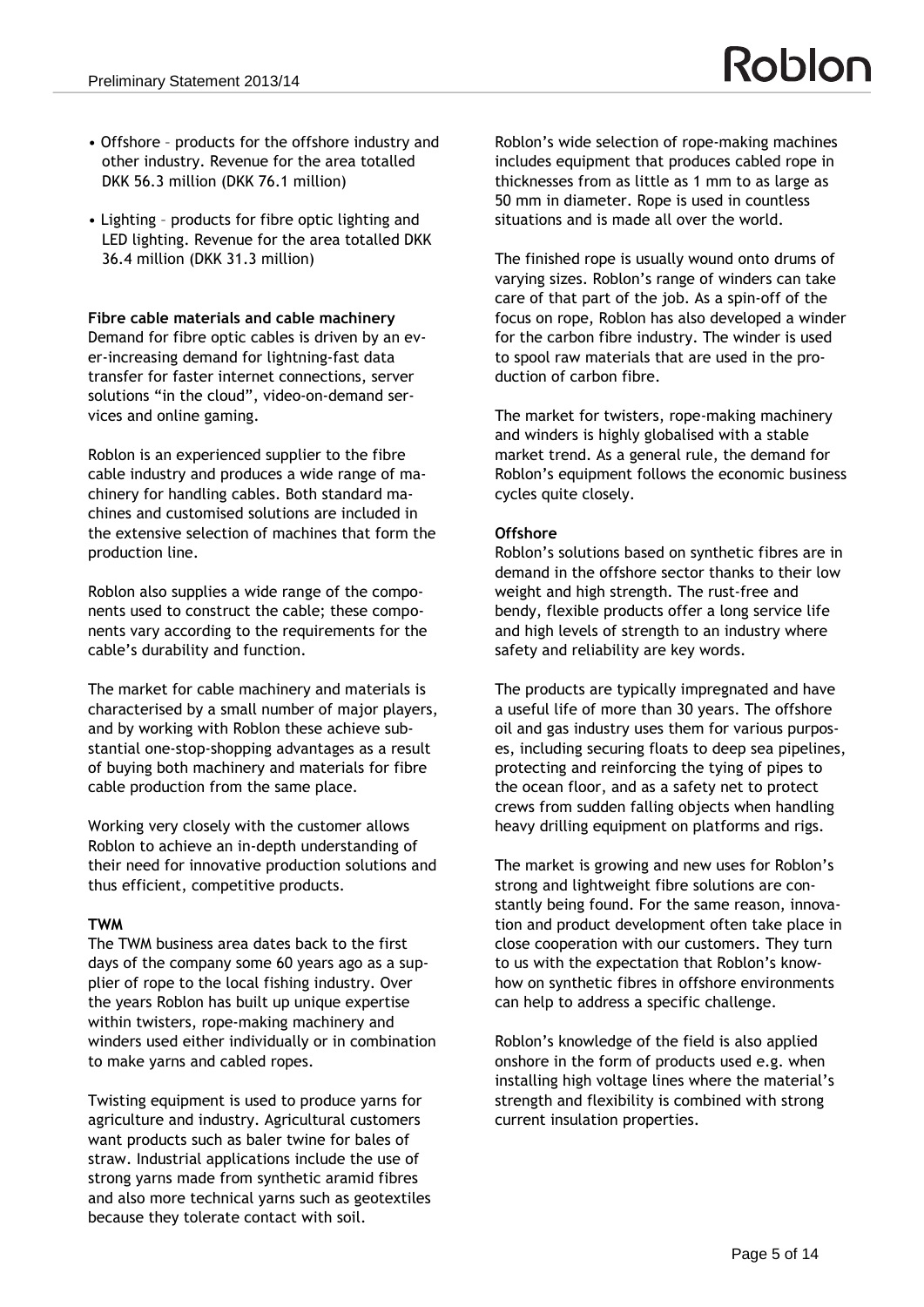- Offshore – products for the offshore industry and other industry. Revenue for the area totalled DKK 56.3 million (DKK 76.1 million)
- Lighting – products for fibre optic lighting and LED lighting. Revenue for the area totalled DKK 36.4 million (DKK 31.3 million)

**Fibre cable materials and cable machinery**

Demand for fibre optic cables is driven by an ever-increasing demand for lightning-fast data transfer for faster internet connections, server solutions "in the cloud", video-on-demand services and online gaming.

Roblon is an experienced supplier to the fibre cable industry and produces a wide range of machinery for handling cables. Both standard machines and customised solutions are included in the extensive selection of machines that form the production line.

Roblon also supplies a wide range of the components used to construct the cable; these components vary according to the requirements for the cable's durability and function.

The market for cable machinery and materials is characterised by a small number of major players, and by working with Roblon these achieve substantial one-stop-shopping advantages as a result of buying both machinery and materials for fibre cable production from the same place.

Working very closely with the customer allows Roblon to achieve an in-depth understanding of their need for innovative production solutions and thus efficient, competitive products.

**TWM**

The TWM business area dates back to the first days of the company some 60 years ago as a supplier of rope to the local fishing industry. Over the years Roblon has built up unique expertise within twisters, rope-making machinery and winders used either individually or in combination to make yarns and cabled ropes.

Twisting equipment is used to produce yarns for agriculture and industry. Agricultural customers want products such as baler twine for bales of straw. Industrial applications include the use of strong yarns made from synthetic aramid fibres and also more technical yarns such as geotextiles because they tolerate contact with soil.

Roblon's wide selection of rope-making machines includes equipment that produces cabled rope in thicknesses from as little as 1 mm to as large as 50 mm in diameter. Rope is used in countless situations and is made all over the world.

The finished rope is usually wound onto drums of varying sizes. Roblon's range of winders can take care of that part of the job. As a spin-off of the focus on rope, Roblon has also developed a winder for the carbon fibre industry. The winder is used to spool raw materials that are used in the production of carbon fibre.

The market for twisters, rope-making machinery and winders is highly globalised with a stable market trend. As a general rule, the demand for Roblon's equipment follows the economic business cycles quite closely.

**Offshore**

Roblon's solutions based on synthetic fibres are in demand in the offshore sector thanks to their low weight and high strength. The rust-free and bendy, flexible products offer a long service life and high levels of strength to an industry where safety and reliability are key words.

The products are typically impregnated and have a useful life of more than 30 years. The offshore oil and gas industry uses them for various purposes, including securing floats to deep sea pipelines, protecting and reinforcing the tying of pipes to the ocean floor, and as a safety net to protect crews from sudden falling objects when handling heavy drilling equipment on platforms and rigs.

The market is growing and new uses for Roblon's strong and lightweight fibre solutions are constantly being found. For the same reason, innovation and product development often take place in close cooperation with our customers. They turn to us with the expectation that Roblon's know-how on synthetic fibres in offshore environments can help to address a specific challenge.

Roblon's knowledge of the field is also applied onshore in the form of products used e.g. when installing high voltage lines where the material's strength and flexibility is combined with strong current insulation properties.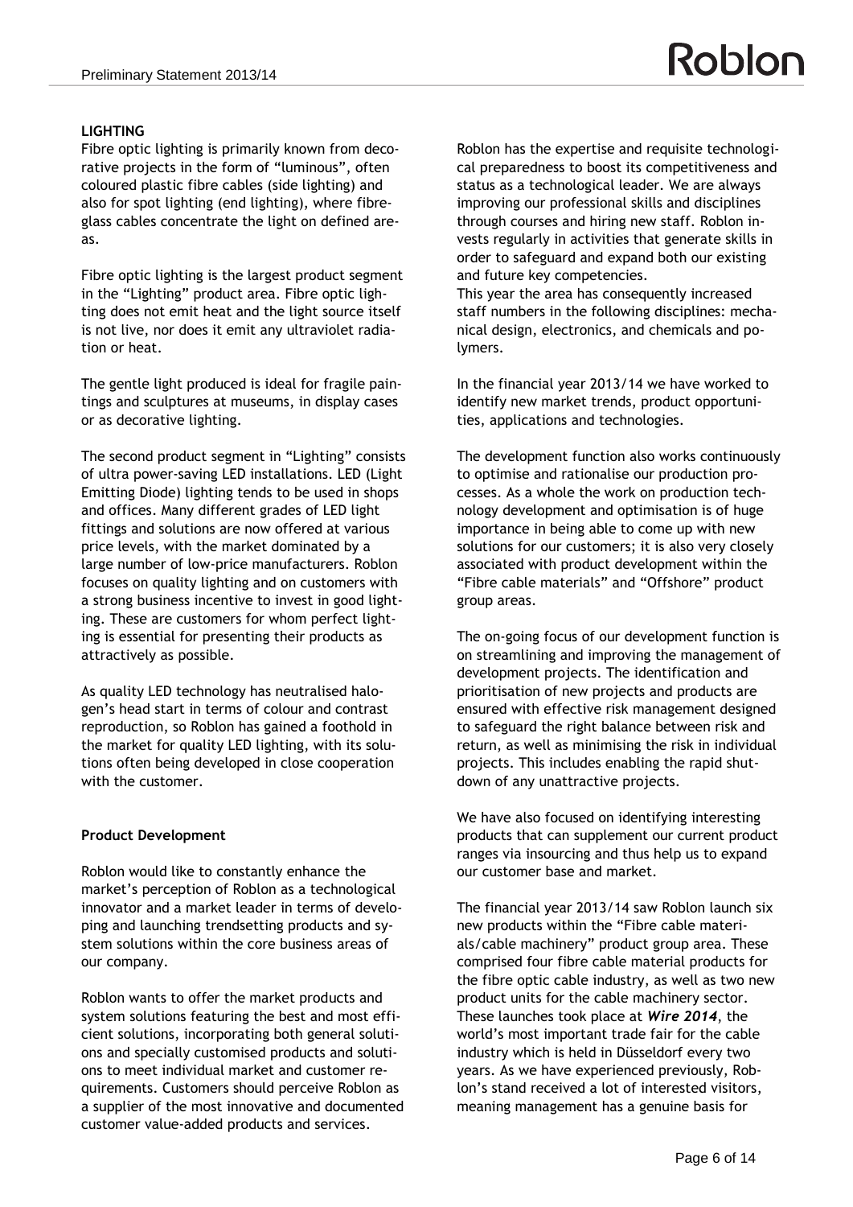**LIGHTING**

Fibre optic lighting is primarily known from decorative projects in the form of "luminous", often coloured plastic fibre cables (side lighting) and also for spot lighting (end lighting), where fibreglass cables concentrate the light on defined areas.

Fibre optic lighting is the largest product segment in the "Lighting" product area. Fibre optic lighting does not emit heat and the light source itself is not live, nor does it emit any ultraviolet radiation or heat.

The gentle light produced is ideal for fragile paintings and sculptures at museums, in display cases or as decorative lighting.

The second product segment in "Lighting" consists of ultra power-saving LED installations. LED (Light Emitting Diode) lighting tends to be used in shops and offices. Many different grades of LED light fittings and solutions are now offered at various price levels, with the market dominated by a large number of low-price manufacturers. Roblon focuses on quality lighting and on customers with a strong business incentive to invest in good lighting. These are customers for whom perfect lighting is essential for presenting their products as attractively as possible.

As quality LED technology has neutralised halogen's head start in terms of colour and contrast reproduction, so Roblon has gained a foothold in the market for quality LED lighting, with its solutions often being developed in close cooperation with the customer.

**Product Development**

Roblon would like to constantly enhance the market's perception of Roblon as a technological innovator and a market leader in terms of developing and launching trendsetting products and system solutions within the core business areas of our company.

Roblon wants to offer the market products and system solutions featuring the best and most efficient solutions, incorporating both general solutions and specially customised products and solutions to meet individual market and customer requirements. Customers should perceive Roblon as a supplier of the most innovative and documented customer value-added products and services.

Roblon has the expertise and requisite technological preparedness to boost its competitiveness and status as a technological leader. We are always improving our professional skills and disciplines through courses and hiring new staff. Roblon invests regularly in activities that generate skills in order to safeguard and expand both our existing and future key competencies.
This year the area has consequently increased staff numbers in the following disciplines: mechanical design, electronics, and chemicals and polymers.

In the financial year 2013/14 we have worked to identify new market trends, product opportunities, applications and technologies.

The development function also works continuously to optimise and rationalise our production processes. As a whole the work on production technology development and optimisation is of huge importance in being able to come up with new solutions for our customers; it is also very closely associated with product development within the "Fibre cable materials" and "Offshore" product group areas.

The on-going focus of our development function is on streamlining and improving the management of development projects. The identification and prioritisation of new projects and products are ensured with effective risk management designed to safeguard the right balance between risk and return, as well as minimising the risk in individual projects. This includes enabling the rapid shutdown of any unattractive projects.

We have also focused on identifying interesting products that can supplement our current product ranges via insourcing and thus help us to expand our customer base and market.

The financial year 2013/14 saw Roblon launch six new products within the "Fibre cable materials/cable machinery" product group area. These comprised four fibre cable material products for the fibre optic cable industry, as well as two new product units for the cable machinery sector. These launches took place at ***Wire 2014***, the world's most important trade fair for the cable industry which is held in Düsseldorf every two years. As we have experienced previously, Roblon's stand received a lot of interested visitors, meaning management has a genuine basis for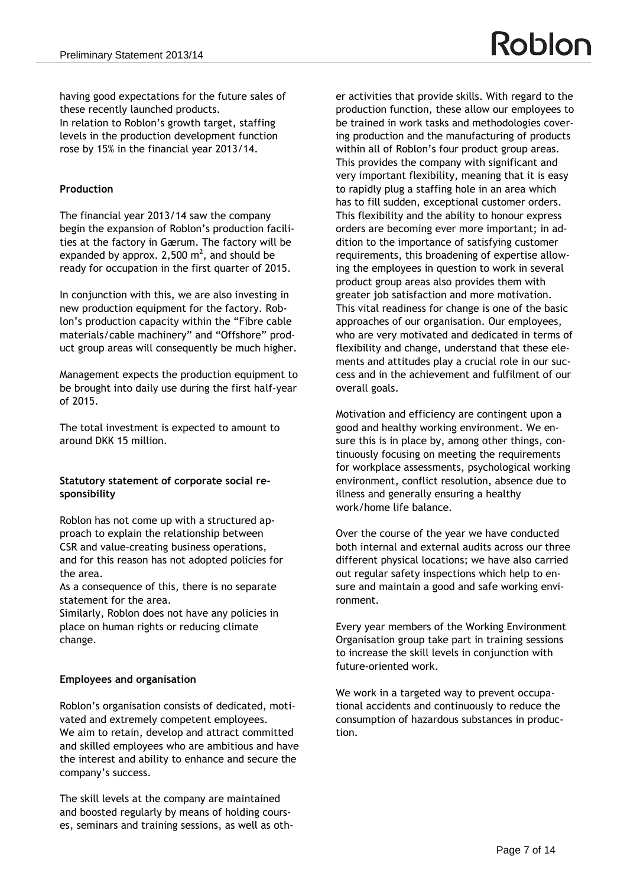having good expectations for the future sales of these recently launched products.
In relation to Roblon's growth target, staffing levels in the production development function rose by 15% in the financial year 2013/14.

**Production**

The financial year 2013/14 saw the company begin the expansion of Roblon's production facilities at the factory in Gærum. The factory will be expanded by approx. 2,500 $m^2$, and should be ready for occupation in the first quarter of 2015.

In conjunction with this, we are also investing in new production equipment for the factory. Roblon's production capacity within the "Fibre cable materials/cable machinery" and "Offshore" product group areas will consequently be much higher.

Management expects the production equipment to be brought into daily use during the first half-year of 2015.

The total investment is expected to amount to around DKK 15 million.

**Statutory statement of corporate social responsibility**

Roblon has not come up with a structured approach to explain the relationship between CSR and value-creating business operations, and for this reason has not adopted policies for the area.
As a consequence of this, there is no separate statement for the area.
Similarly, Roblon does not have any policies in place on human rights or reducing climate change.

**Employees and organisation**

Roblon's organisation consists of dedicated, motivated and extremely competent employees.
We aim to retain, develop and attract committed and skilled employees who are ambitious and have the interest and ability to enhance and secure the company's success.

The skill levels at the company are maintained and boosted regularly by means of holding courses, seminars and training sessions, as well as other activities that provide skills. With regard to the production function, these allow our employees to be trained in work tasks and methodologies covering production and the manufacturing of products within all of Roblon's four product group areas. This provides the company with significant and very important flexibility, meaning that it is easy to rapidly plug a staffing hole in an area which has to fill sudden, exceptional customer orders. This flexibility and the ability to honour express orders are becoming ever more important; in addition to the importance of satisfying customer requirements, this broadening of expertise allowing the employees in question to work in several product group areas also provides them with greater job satisfaction and more motivation. This vital readiness for change is one of the basic approaches of our organisation. Our employees, who are very motivated and dedicated in terms of flexibility and change, understand that these elements and attitudes play a crucial role in our success and in the achievement and fulfilment of our overall goals.

Motivation and efficiency are contingent upon a good and healthy working environment. We ensure this is in place by, among other things, continuously focusing on meeting the requirements for workplace assessments, psychological working environment, conflict resolution, absence due to illness and generally ensuring a healthy work/home life balance.

Over the course of the year we have conducted both internal and external audits across our three different physical locations; we have also carried out regular safety inspections which help to ensure and maintain a good and safe working environment.

Every year members of the Working Environment Organisation group take part in training sessions to increase the skill levels in conjunction with future-oriented work.

We work in a targeted way to prevent occupational accidents and continuously to reduce the consumption of hazardous substances in production.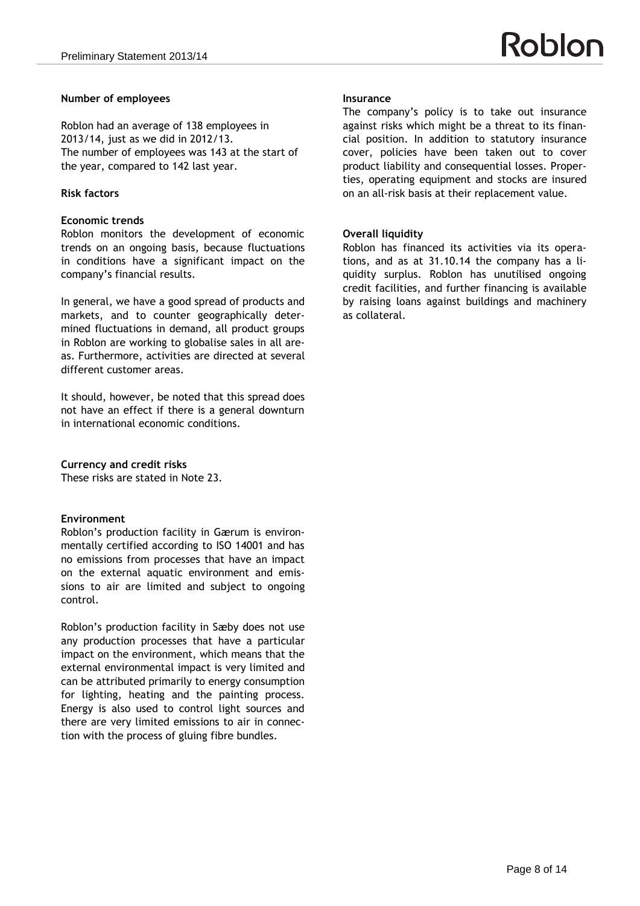**Number of employees**

Roblon had an average of 138 employees in 2013/14, just as we did in 2012/13.
The number of employees was 143 at the start of the year, compared to 142 last year.

**Risk factors**

**Economic trends**

Roblon monitors the development of economic trends on an ongoing basis, because fluctuations in conditions have a significant impact on the company's financial results.

In general, we have a good spread of products and markets, and to counter geographically determined fluctuations in demand, all product groups in Roblon are working to globalise sales in all areas. Furthermore, activities are directed at several different customer areas.

It should, however, be noted that this spread does not have an effect if there is a general downturn in international economic conditions.

**Currency and credit risks**

These risks are stated in Note 23.

**Environment**

Roblon's production facility in Gærum is environmentally certified according to ISO 14001 and has no emissions from processes that have an impact on the external aquatic environment and emissions to air are limited and subject to ongoing control.

Roblon's production facility in Sæby does not use any production processes that have a particular impact on the environment, which means that the external environmental impact is very limited and can be attributed primarily to energy consumption for lighting, heating and the painting process. Energy is also used to control light sources and there are very limited emissions to air in connection with the process of gluing fibre bundles.

**Insurance**

The company's policy is to take out insurance against risks which might be a threat to its financial position. In addition to statutory insurance cover, policies have been taken out to cover product liability and consequential losses. Properties, operating equipment and stocks are insured on an all-risk basis at their replacement value.

**Overall liquidity**

Roblon has financed its activities via its operations, and as at 31.10.14 the company has a liquidity surplus. Roblon has unutilised ongoing credit facilities, and further financing is available by raising loans against buildings and machinery as collateral.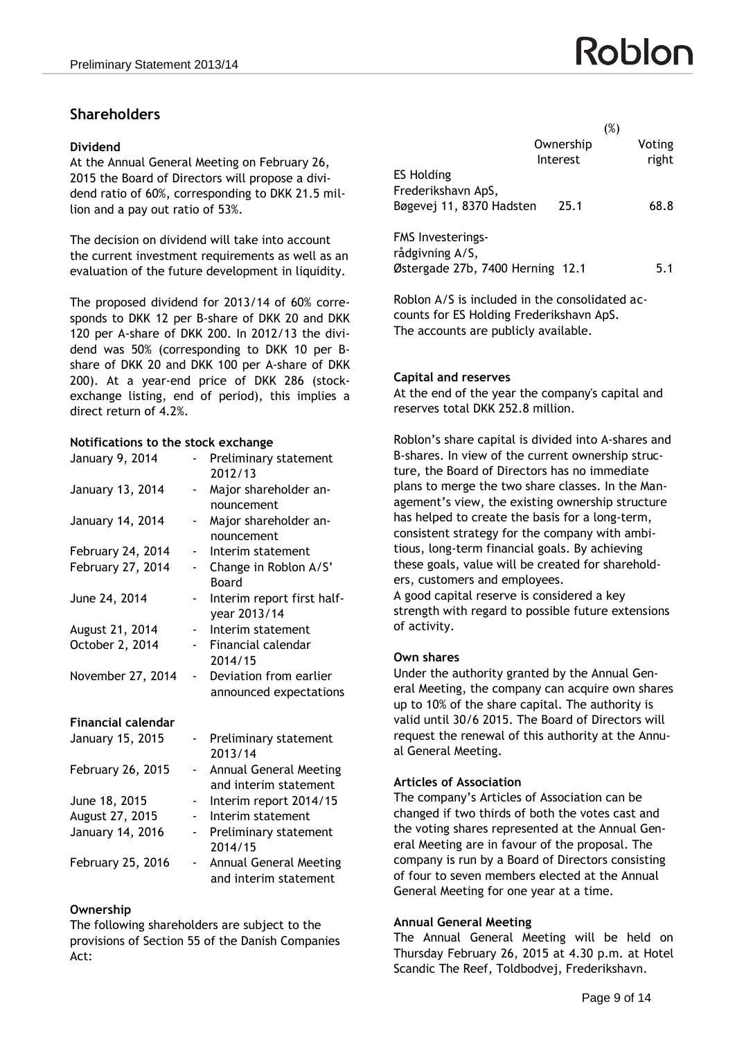## Shareholders

### Dividend

At the Annual General Meeting on February 26, 2015 the Board of Directors will propose a dividend ratio of 60%, corresponding to DKK 21.5 million and a pay out ratio of 53%.

The decision on dividend will take into account the current investment requirements as well as an evaluation of the future development in liquidity.

The proposed dividend for 2013/14 of 60% corresponds to DKK 12 per B-share of DKK 20 and DKK 120 per A-share of DKK 200. In 2012/13 the dividend was 50% (corresponding to DKK 10 per B-share of DKK 20 and DKK 100 per A-share of DKK 200). At a year-end price of DKK 286 (stock-exchange listing, end of period), this implies a direct return of 4.2%.

### Notifications to the stock exchange

| | | |
|---|---|---|
| January 9, 2014 | - | Preliminary statement 2012/13 |
| January 13, 2014 | - | Major shareholder announcement |
| January 14, 2014 | - | Major shareholder announcement |
| February 24, 2014 | - | Interim statement |
| February 27, 2014 | - | Change in Roblon A/S' Board |
| June 24, 2014 | - | Interim report first half-year 2013/14 |
| August 21, 2014 | - | Interim statement |
| October 2, 2014 | - | Financial calendar 2014/15 |
| November 27, 2014 | - | Deviation from earlier announced expectations |

### Financial calendar

| | | |
|---|---|---|
| January 15, 2015 | - | Preliminary statement 2013/14 |
| February 26, 2015 | - | Annual General Meeting and interim statement |
| June 18, 2015 | - | Interim report 2014/15 |
| August 27, 2015 | - | Interim statement |
| January 14, 2016 | - | Preliminary statement 2014/15 |
| February 25, 2016 | - | Annual General Meeting and interim statement |

### Ownership

The following shareholders are subject to the provisions of Section 55 of the Danish Companies Act:

| | Ownership Interest (%) | Voting right (%) |
|---|---|---|
| ES Holding Frederikshavn ApS, Bøgevej 11, 8370 Hadsten | 25.1 | 68.8 |
| FMS Investeringsrådgivning A/S, Østergade 27b, 7400 Herning | 12.1 | 5.1 |

Roblon A/S is included in the consolidated accounts for ES Holding Frederikshavn ApS. The accounts are publicly available.

### Capital and reserves

At the end of the year the company's capital and reserves total DKK 252.8 million.

Roblon's share capital is divided into A-shares and B-shares. In view of the current ownership structure, the Board of Directors has no immediate plans to merge the two share classes. In the Management's view, the existing ownership structure has helped to create the basis for a long-term, consistent strategy for the company with ambitious, long-term financial goals. By achieving these goals, value will be created for shareholders, customers and employees.

A good capital reserve is considered a key strength with regard to possible future extensions of activity.

### Own shares

Under the authority granted by the Annual General Meeting, the company can acquire own shares up to 10% of the share capital. The authority is valid until 30/6 2015. The Board of Directors will request the renewal of this authority at the Annual General Meeting.

### Articles of Association

The company's Articles of Association can be changed if two thirds of both the votes cast and the voting shares represented at the Annual General Meeting are in favour of the proposal. The company is run by a Board of Directors consisting of four to seven members elected at the Annual General Meeting for one year at a time.

### Annual General Meeting

The Annual General Meeting will be held on Thursday February 26, 2015 at 4.30 p.m. at Hotel Scandic The Reef, Toldbodvej, Frederikshavn.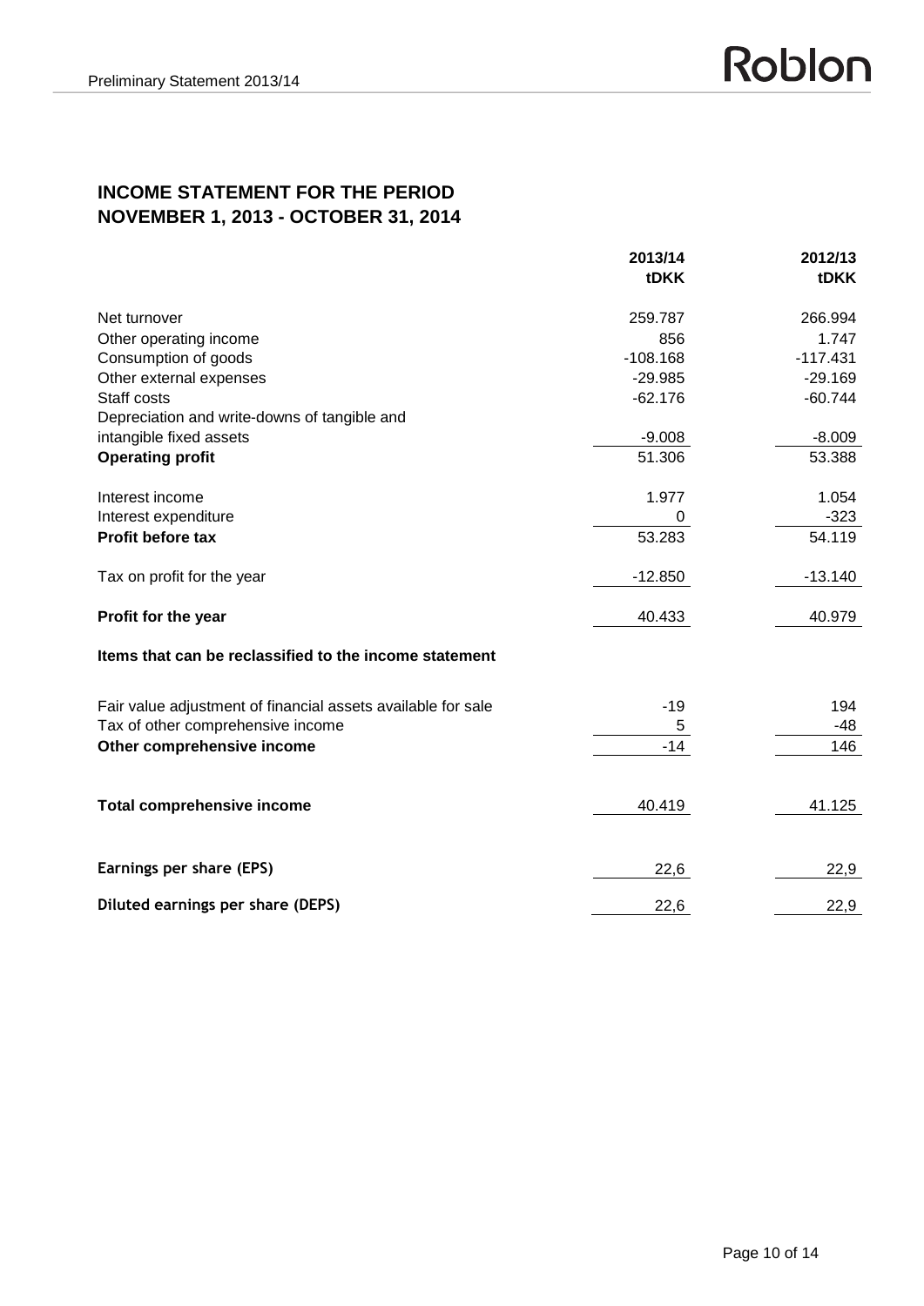# INCOME STATEMENT FOR THE PERIOD NOVEMBER 1, 2013 - OCTOBER 31, 2014

| | 2013/14 tDKK | 2012/13 tDKK |
|---|---|---|
| Net turnover | 259.787 | 266.994 |
| Other operating income | 856 | 1.747 |
| Consumption of goods | -108.168 | -117.431 |
| Other external expenses | -29.985 | -29.169 |
| Staff costs | -62.176 | -60.744 |
| Depreciation and write-downs of tangible and intangible fixed assets | -9.008 | -8.009 |
| **Operating profit** | 51.306 | 53.388 |
| Interest income | 1.977 | 1.054 |
| Interest expenditure | 0 | -323 |
| **Profit before tax** | 53.283 | 54.119 |
| Tax on profit for the year | -12.850 | -13.140 |
| **Profit for the year** | 40.433 | 40.979 |
| **Items that can be reclassified to the income statement** | | |
| Fair value adjustment of financial assets available for sale | -19 | 194 |
| Tax of other comprehensive income | 5 | -48 |
| **Other comprehensive income** | -14 | 146 |
| **Total comprehensive income** | 40.419 | 41.125 |
| **Earnings per share (EPS)** | 22,6 | 22,9 |
| **Diluted earnings per share (DEPS)** | 22,6 | 22,9 |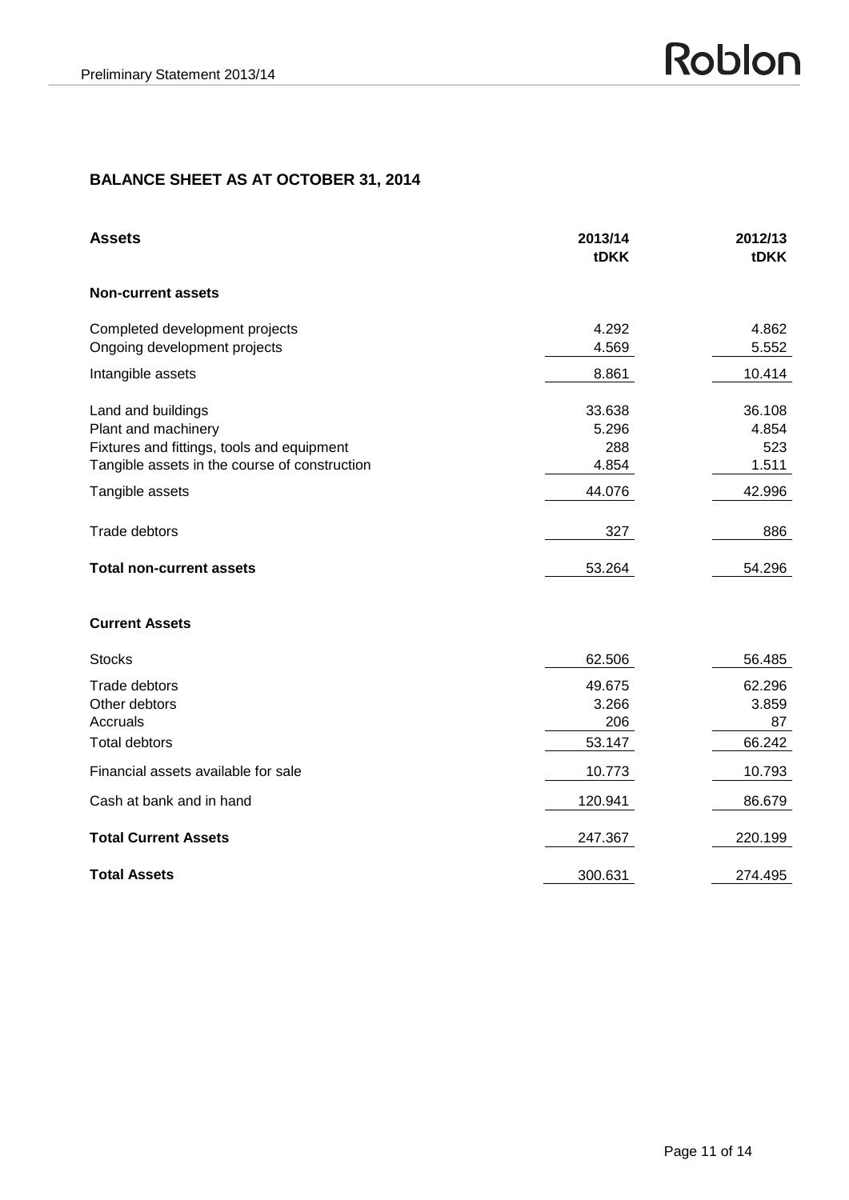## BALANCE SHEET AS AT OCTOBER 31, 2014

| Assets | 2013/14 tDKK | 2012/13 tDKK |
|---|---|---|
| **Non-current assets** | | |
| Completed development projects | 4.292 | 4.862 |
| Ongoing development projects | 4.569 | 5.552 |
| Intangible assets | 8.861 | 10.414 |
| Land and buildings | 33.638 | 36.108 |
| Plant and machinery | 5.296 | 4.854 |
| Fixtures and fittings, tools and equipment | 288 | 523 |
| Tangible assets in the course of construction | 4.854 | 1.511 |
| Tangible assets | 44.076 | 42.996 |
| Trade debtors | 327 | 886 |
| **Total non-current assets** | 53.264 | 54.296 |
| **Current Assets** | | |
| Stocks | 62.506 | 56.485 |
| Trade debtors | 49.675 | 62.296 |
| Other debtors | 3.266 | 3.859 |
| Accruals | 206 | 87 |
| Total debtors | 53.147 | 66.242 |
| Financial assets available for sale | 10.773 | 10.793 |
| Cash at bank and in hand | 120.941 | 86.679 |
| **Total Current Assets** | 247.367 | 220.199 |
| **Total Assets** | 300.631 | 274.495 |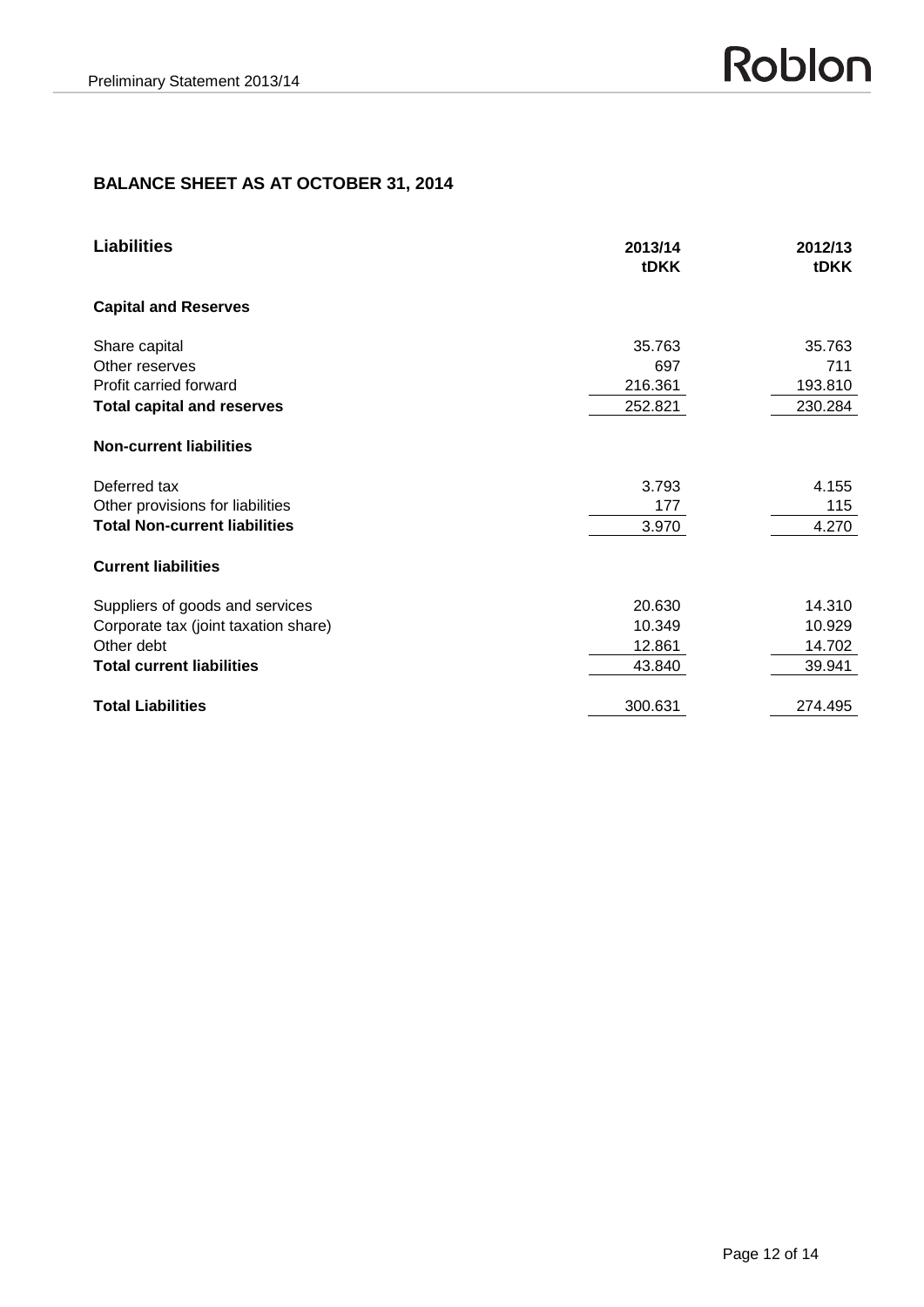## BALANCE SHEET AS AT OCTOBER 31, 2014

| Liabilities | 2013/14 tDKK | 2012/13 tDKK |
|---|---|---|
| **Capital and Reserves** | | |
| Share capital | 35.763 | 35.763 |
| Other reserves | 697 | 711 |
| Profit carried forward | 216.361 | 193.810 |
| **Total capital and reserves** | 252.821 | 230.284 |
| **Non-current liabilities** | | |
| Deferred tax | 3.793 | 4.155 |
| Other provisions for liabilities | 177 | 115 |
| **Total Non-current liabilities** | 3.970 | 4.270 |
| **Current liabilities** | | |
| Suppliers of goods and services | 20.630 | 14.310 |
| Corporate tax (joint taxation share) | 10.349 | 10.929 |
| Other debt | 12.861 | 14.702 |
| **Total current liabilities** | 43.840 | 39.941 |
| **Total Liabilities** | 300.631 | 274.495 |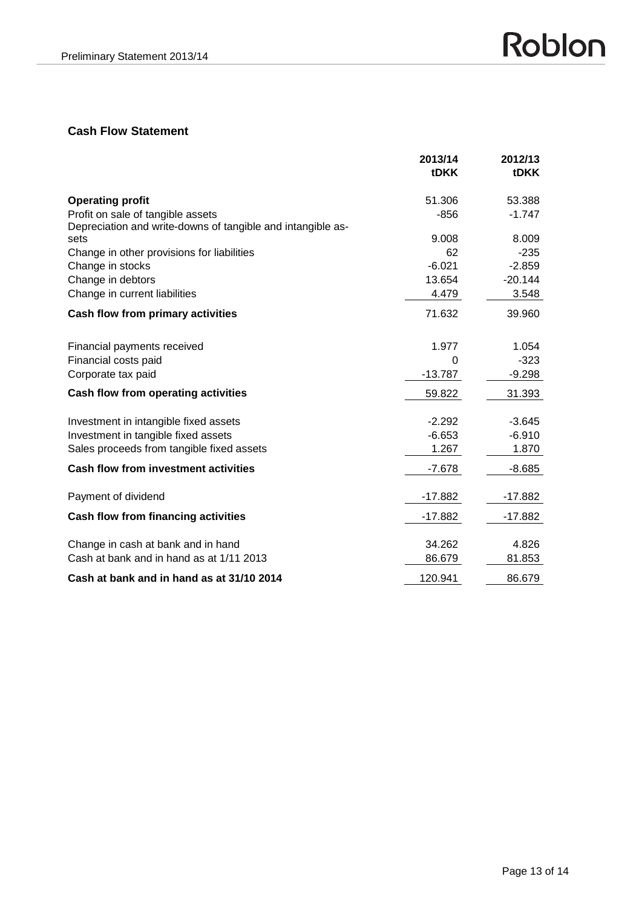## Cash Flow Statement

| | 2013/14 tDKK | 2012/13 tDKK |
|---|---|---|
| **Operating profit** | 51.306 | 53.388 |
| Profit on sale of tangible assets | -856 | -1.747 |
| Depreciation and write-downs of tangible and intangible assets | 9.008 | 8.009 |
| Change in other provisions for liabilities | 62 | -235 |
| Change in stocks | -6.021 | -2.859 |
| Change in debtors | 13.654 | -20.144 |
| Change in current liabilities | 4.479 | 3.548 |
| **Cash flow from primary activities** | 71.632 | 39.960 |
| Financial payments received | 1.977 | 1.054 |
| Financial costs paid | 0 | -323 |
| Corporate tax paid | -13.787 | -9.298 |
| **Cash flow from operating activities** | 59.822 | 31.393 |
| Investment in intangible fixed assets | -2.292 | -3.645 |
| Investment in tangible fixed assets | -6.653 | -6.910 |
| Sales proceeds from tangible fixed assets | 1.267 | 1.870 |
| **Cash flow from investment activities** | -7.678 | -8.685 |
| Payment of dividend | -17.882 | -17.882 |
| **Cash flow from financing activities** | -17.882 | -17.882 |
| Change in cash at bank and in hand | 34.262 | 4.826 |
| Cash at bank and in hand as at 1/11 2013 | 86.679 | 81.853 |
| **Cash at bank and in hand as at 31/10 2014** | 120.941 | 86.679 |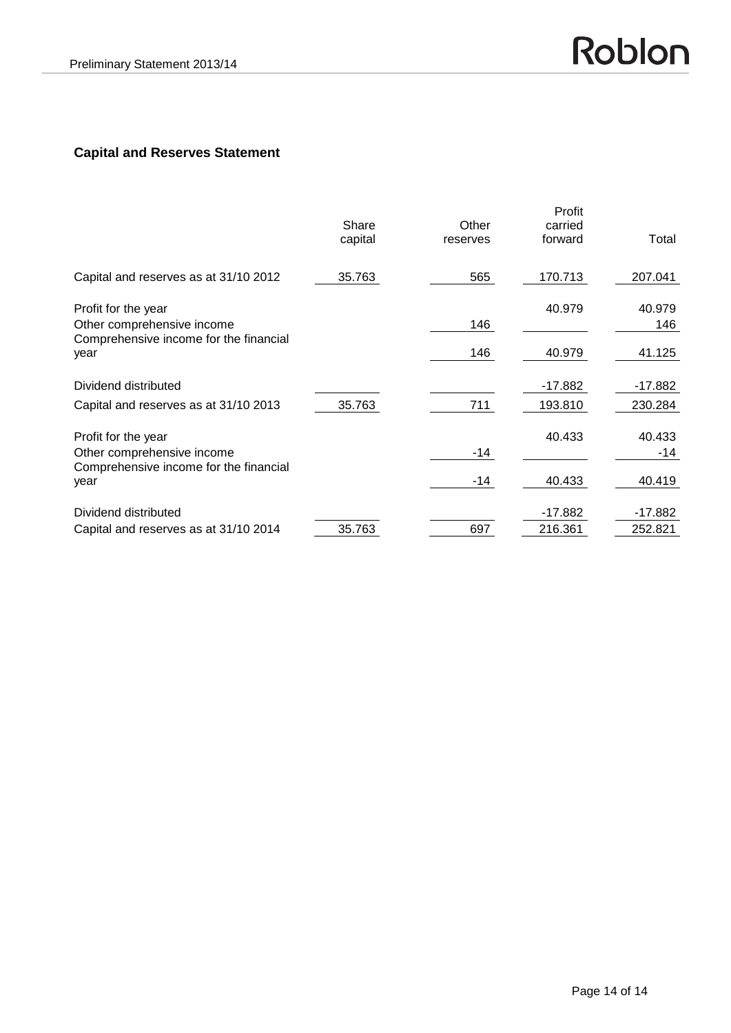## Capital and Reserves Statement

| | Share capital | Other reserves | Profit carried forward | Total |
|---|---|---|---|---|
| Capital and reserves as at 31/10 2012 | 35.763 | 565 | 170.713 | 207.041 |
| Profit for the year | | | 40.979 | 40.979 |
| Other comprehensive income | | 146 | | 146 |
| Comprehensive income for the financial year | | 146 | 40.979 | 41.125 |
| Dividend distributed | | | -17.882 | -17.882 |
| Capital and reserves as at 31/10 2013 | 35.763 | 711 | 193.810 | 230.284 |
| Profit for the year | | | 40.433 | 40.433 |
| Other comprehensive income | | -14 | | -14 |
| Comprehensive income for the financial year | | -14 | 40.433 | 40.419 |
| Dividend distributed | | | -17.882 | -17.882 |
| Capital and reserves as at 31/10 2014 | 35.763 | 697 | 216.361 | 252.821 |